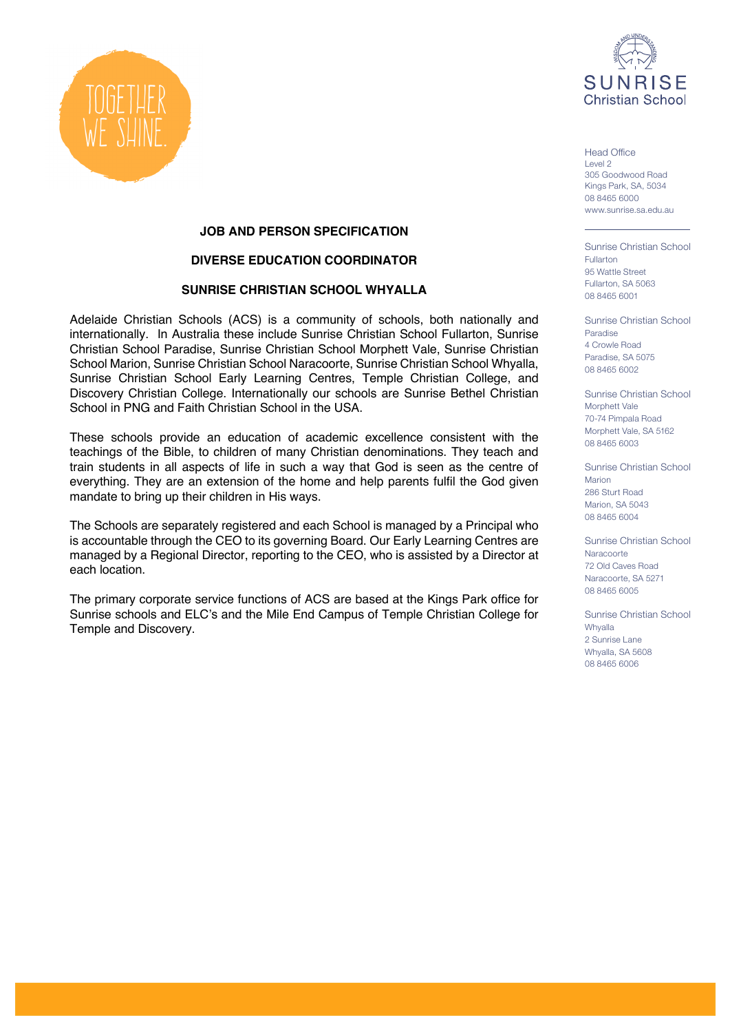TOGETHER WE SHINE.

SUNRISE
Christian School

Head Office
Level 2
305 Goodwood Road
Kings Park, SA, 5034
08 8465 6000
www.sunrise.sa.edu.au

Sunrise Christian School
Fullarton
95 Wattle Street
Fullarton, SA 5063
08 8465 6001

Sunrise Christian School
Paradise
4 Crowle Road
Paradise, SA 5075
08 8465 6002

Sunrise Christian School
Morphett Vale
70-74 Pimpala Road
Morphett Vale, SA 5162
08 8465 6003

Sunrise Christian School
Marion
286 Sturt Road
Marion, SA 5043
08 8465 6004

Sunrise Christian School
Naracoorte
72 Old Caves Road
Naracoorte, SA 5271
08 8465 6005

Sunrise Christian School
Whyalla
2 Sunrise Lane
Whyalla, SA 5608
08 8465 6006

# JOB AND PERSON SPECIFICATION

## DIVERSE EDUCATION COORDINATOR

## SUNRISE CHRISTIAN SCHOOL WHYALLA

Adelaide Christian Schools (ACS) is a community of schools, both nationally and internationally. In Australia these include Sunrise Christian School Fullarton, Sunrise Christian School Paradise, Sunrise Christian School Morphett Vale, Sunrise Christian School Marion, Sunrise Christian School Naracoorte, Sunrise Christian School Whyalla, Sunrise Christian School Early Learning Centres, Temple Christian College, and Discovery Christian College. Internationally our schools are Sunrise Bethel Christian School in PNG and Faith Christian School in the USA.

These schools provide an education of academic excellence consistent with the teachings of the Bible, to children of many Christian denominations. They teach and train students in all aspects of life in such a way that God is seen as the centre of everything. They are an extension of the home and help parents fulfil the God given mandate to bring up their children in His ways.

The Schools are separately registered and each School is managed by a Principal who is accountable through the CEO to its governing Board. Our Early Learning Centres are managed by a Regional Director, reporting to the CEO, who is assisted by a Director at each location.

The primary corporate service functions of ACS are based at the Kings Park office for Sunrise schools and ELC's and the Mile End Campus of Temple Christian College for Temple and Discovery.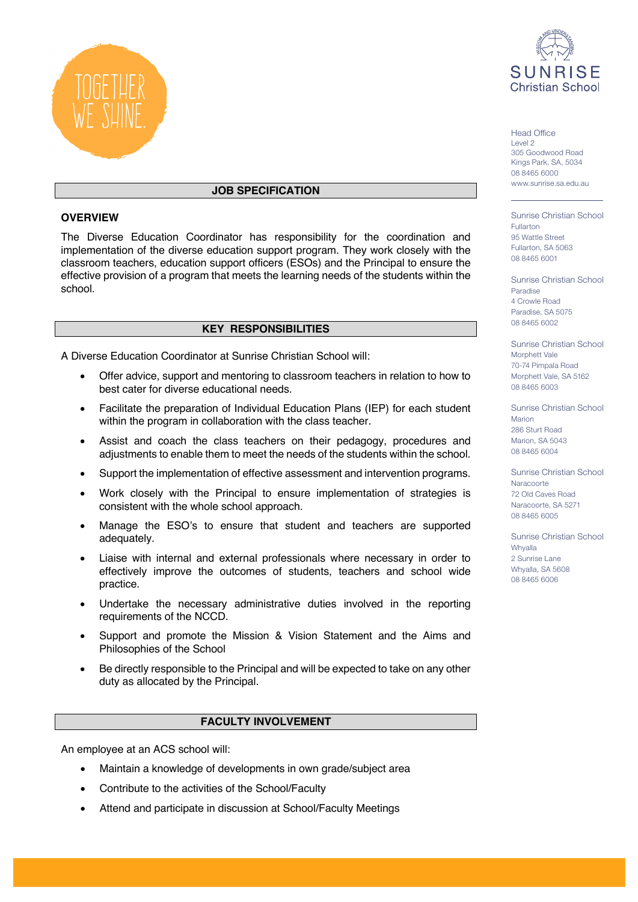## JOB SPECIFICATION

### OVERVIEW

The Diverse Education Coordinator has responsibility for the coordination and implementation of the diverse education support program. They work closely with the classroom teachers, education support officers (ESOs) and the Principal to ensure the effective provision of a program that meets the learning needs of the students within the school.

## KEY RESPONSIBILITIES

A Diverse Education Coordinator at Sunrise Christian School will:

- Offer advice, support and mentoring to classroom teachers in relation to how to best cater for diverse educational needs.
- Facilitate the preparation of Individual Education Plans (IEP) for each student within the program in collaboration with the class teacher.
- Assist and coach the class teachers on their pedagogy, procedures and adjustments to enable them to meet the needs of the students within the school.
- Support the implementation of effective assessment and intervention programs.
- Work closely with the Principal to ensure implementation of strategies is consistent with the whole school approach.
- Manage the ESO's to ensure that student and teachers are supported adequately.
- Liaise with internal and external professionals where necessary in order to effectively improve the outcomes of students, teachers and school wide practice.
- Undertake the necessary administrative duties involved in the reporting requirements of the NCCD.
- Support and promote the Mission & Vision Statement and the Aims and Philosophies of the School
- Be directly responsible to the Principal and will be expected to take on any other duty as allocated by the Principal.

## FACULTY INVOLVEMENT

An employee at an ACS school will:

- Maintain a knowledge of developments in own grade/subject area
- Contribute to the activities of the School/Faculty
- Attend and participate in discussion at School/Faculty Meetings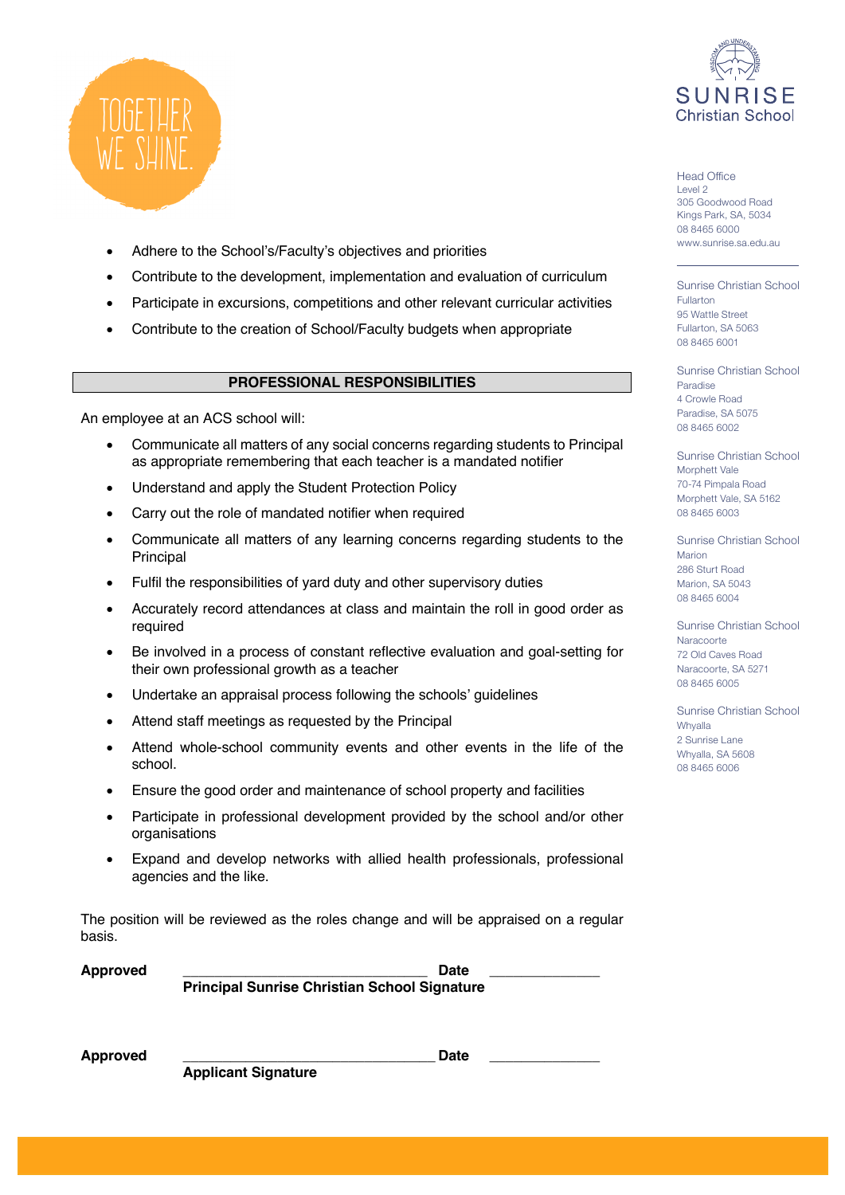- Adhere to the School's/Faculty's objectives and priorities
- Contribute to the development, implementation and evaluation of curriculum
- Participate in excursions, competitions and other relevant curricular activities
- Contribute to the creation of School/Faculty budgets when appropriate

## PROFESSIONAL RESPONSIBILITIES

An employee at an ACS school will:

- Communicate all matters of any social concerns regarding students to Principal as appropriate remembering that each teacher is a mandated notifier
- Understand and apply the Student Protection Policy
- Carry out the role of mandated notifier when required
- Communicate all matters of any learning concerns regarding students to the Principal
- Fulfil the responsibilities of yard duty and other supervisory duties
- Accurately record attendances at class and maintain the roll in good order as required
- Be involved in a process of constant reflective evaluation and goal-setting for their own professional growth as a teacher
- Undertake an appraisal process following the schools' guidelines
- Attend staff meetings as requested by the Principal
- Attend whole-school community events and other events in the life of the school.
- Ensure the good order and maintenance of school property and facilities
- Participate in professional development provided by the school and/or other organisations
- Expand and develop networks with allied health professionals, professional agencies and the like.

The position will be reviewed as the roles change and will be appraised on a regular basis.

**Approved** ________________________________ **Date** ______________
**Principal Sunrise Christian School Signature**

**Approved** ________________________________ **Date** ______________
**Applicant Signature**

Head Office
Level 2
305 Goodwood Road
Kings Park, SA, 5034
08 8465 6000
www.sunrise.sa.edu.au

Sunrise Christian School
Fullarton
95 Wattle Street
Fullarton, SA 5063
08 8465 6001

Sunrise Christian School
Paradise
4 Crowle Road
Paradise, SA 5075
08 8465 6002

Sunrise Christian School
Morphett Vale
70-74 Pimpala Road
Morphett Vale, SA 5162
08 8465 6003

Sunrise Christian School
Marion
286 Sturt Road
Marion, SA 5043
08 8465 6004

Sunrise Christian School
Naracoorte
72 Old Caves Road
Naracoorte, SA 5271
08 8465 6005

Sunrise Christian School
Whyalla
2 Sunrise Lane
Whyalla, SA 5608
08 8465 6006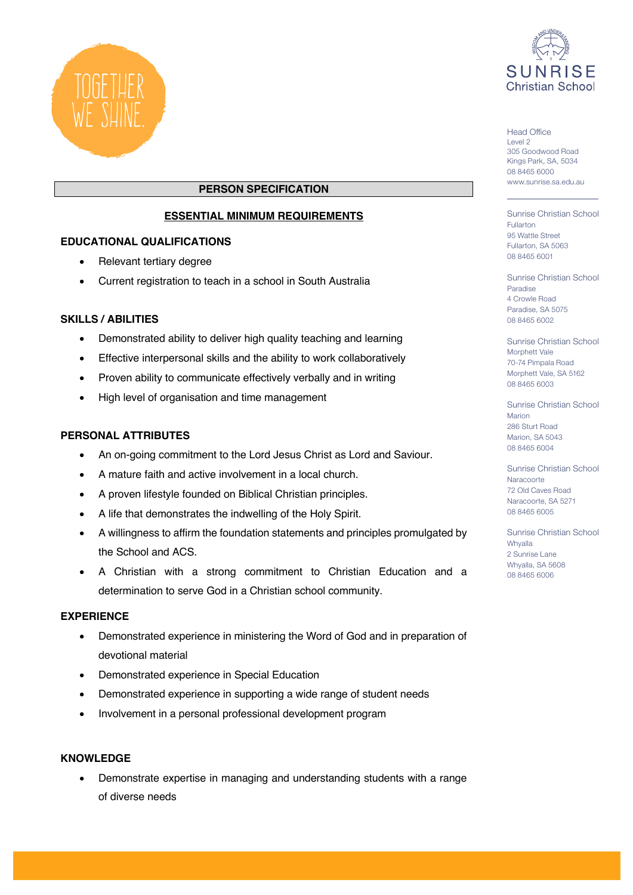TOGETHER WE SHINE.

SUNRISE Christian School

Head Office
Level 2
305 Goodwood Road
Kings Park, SA, 5034
08 8465 6000
www.sunrise.sa.edu.au

Sunrise Christian School
Fullarton
95 Wattle Street
Fullarton, SA 5063
08 8465 6001

Sunrise Christian School
Paradise
4 Crowle Road
Paradise, SA 5075
08 8465 6002

Sunrise Christian School
Morphett Vale
70-74 Pimpala Road
Morphett Vale, SA 5162
08 8465 6003

Sunrise Christian School
Marion
286 Sturt Road
Marion, SA 5043
08 8465 6004

Sunrise Christian School
Naracoorte
72 Old Caves Road
Naracoorte, SA 5271
08 8465 6005

Sunrise Christian School
Whyalla
2 Sunrise Lane
Whyalla, SA 5608
08 8465 6006

# PERSON SPECIFICATION

## ESSENTIAL MINIMUM REQUIREMENTS

### EDUCATIONAL QUALIFICATIONS

- Relevant tertiary degree
- Current registration to teach in a school in South Australia

### SKILLS / ABILITIES

- Demonstrated ability to deliver high quality teaching and learning
- Effective interpersonal skills and the ability to work collaboratively
- Proven ability to communicate effectively verbally and in writing
- High level of organisation and time management

### PERSONAL ATTRIBUTES

- An on-going commitment to the Lord Jesus Christ as Lord and Saviour.
- A mature faith and active involvement in a local church.
- A proven lifestyle founded on Biblical Christian principles.
- A life that demonstrates the indwelling of the Holy Spirit.
- A willingness to affirm the foundation statements and principles promulgated by the School and ACS.
- A Christian with a strong commitment to Christian Education and a determination to serve God in a Christian school community.

### EXPERIENCE

- Demonstrated experience in ministering the Word of God and in preparation of devotional material
- Demonstrated experience in Special Education
- Demonstrated experience in supporting a wide range of student needs
- Involvement in a personal professional development program

### KNOWLEDGE

- Demonstrate expertise in managing and understanding students with a range of diverse needs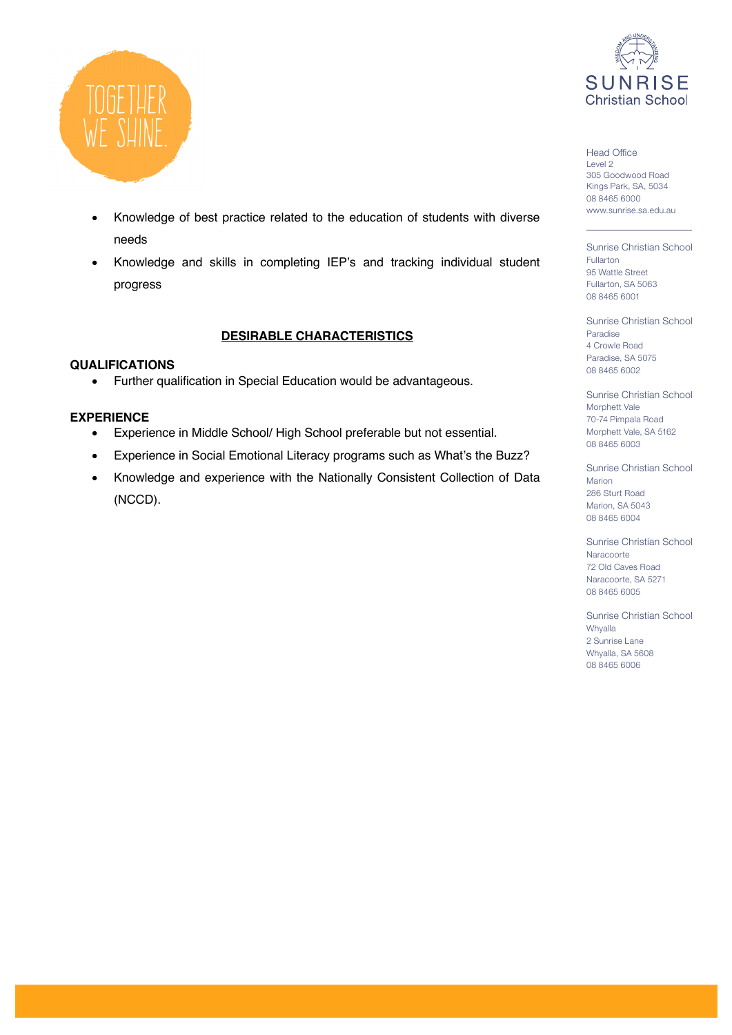- Knowledge of best practice related to the education of students with diverse needs
- Knowledge and skills in completing IEP's and tracking individual student progress

## DESIRABLE CHARACTERISTICS

### QUALIFICATIONS

- Further qualification in Special Education would be advantageous.

### EXPERIENCE

- Experience in Middle School/ High School preferable but not essential.
- Experience in Social Emotional Literacy programs such as What's the Buzz?
- Knowledge and experience with the Nationally Consistent Collection of Data (NCCD).